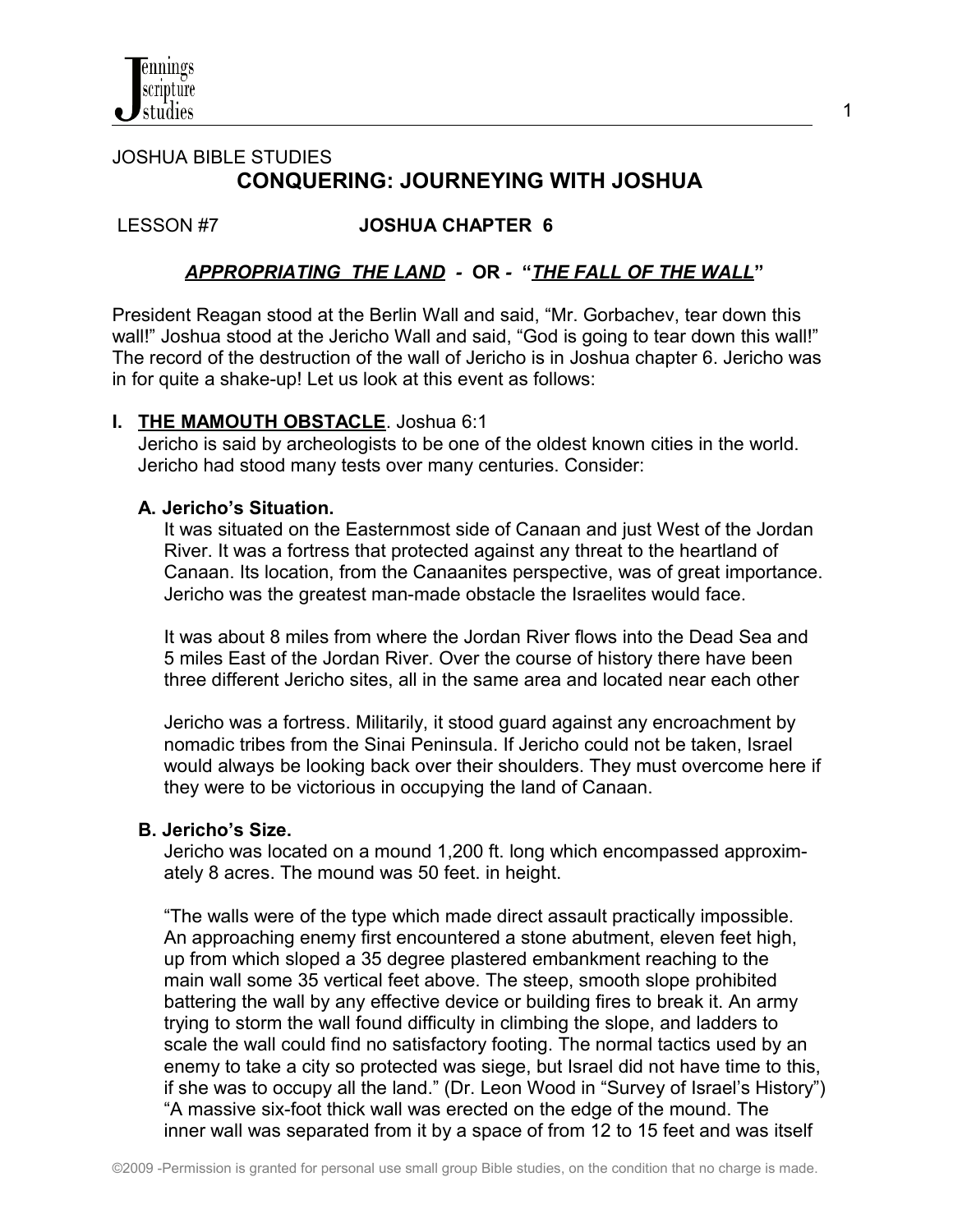JOSHUA BIBLE STUDIES

# CONQUERING: JOURNEYING WITH JOSHUA

LESSON #7 **JOSHUA CHAPTER 6**

## ***APPROPRIATING THE LAND* - OR - "*THE FALL OF THE WALL*"**

President Reagan stood at the Berlin Wall and said, "Mr. Gorbachev, tear down this wall!" Joshua stood at the Jericho Wall and said, "God is going to tear down this wall!" The record of the destruction of the wall of Jericho is in Joshua chapter 6. Jericho was in for quite a shake-up! Let us look at this event as follows:

### I. THE MAMOUTH OBSTACLE. Joshua 6:1

Jericho is said by archeologists to be one of the oldest known cities in the world. Jericho had stood many tests over many centuries. Consider:

#### A. Jericho's Situation.

It was situated on the Easternmost side of Canaan and just West of the Jordan River. It was a fortress that protected against any threat to the heartland of Canaan. Its location, from the Canaanites perspective, was of great importance. Jericho was the greatest man-made obstacle the Israelites would face.

It was about 8 miles from where the Jordan River flows into the Dead Sea and 5 miles East of the Jordan River. Over the course of history there have been three different Jericho sites, all in the same area and located near each other

Jericho was a fortress. Militarily, it stood guard against any encroachment by nomadic tribes from the Sinai Peninsula. If Jericho could not be taken, Israel would always be looking back over their shoulders. They must overcome here if they were to be victorious in occupying the land of Canaan.

#### B. Jericho's Size.

Jericho was located on a mound 1,200 ft. long which encompassed approximately 8 acres. The mound was 50 feet. in height.

"The walls were of the type which made direct assault practically impossible. An approaching enemy first encountered a stone abutment, eleven feet high, up from which sloped a 35 degree plastered embankment reaching to the main wall some 35 vertical feet above. The steep, smooth slope prohibited battering the wall by any effective device or building fires to break it. An army trying to storm the wall found difficulty in climbing the slope, and ladders to scale the wall could find no satisfactory footing. The normal tactics used by an enemy to take a city so protected was siege, but Israel did not have time to this, if she was to occupy all the land." (Dr. Leon Wood in "Survey of Israel's History") "A massive six-foot thick wall was erected on the edge of the mound. The inner wall was separated from it by a space of from 12 to 15 feet and was itself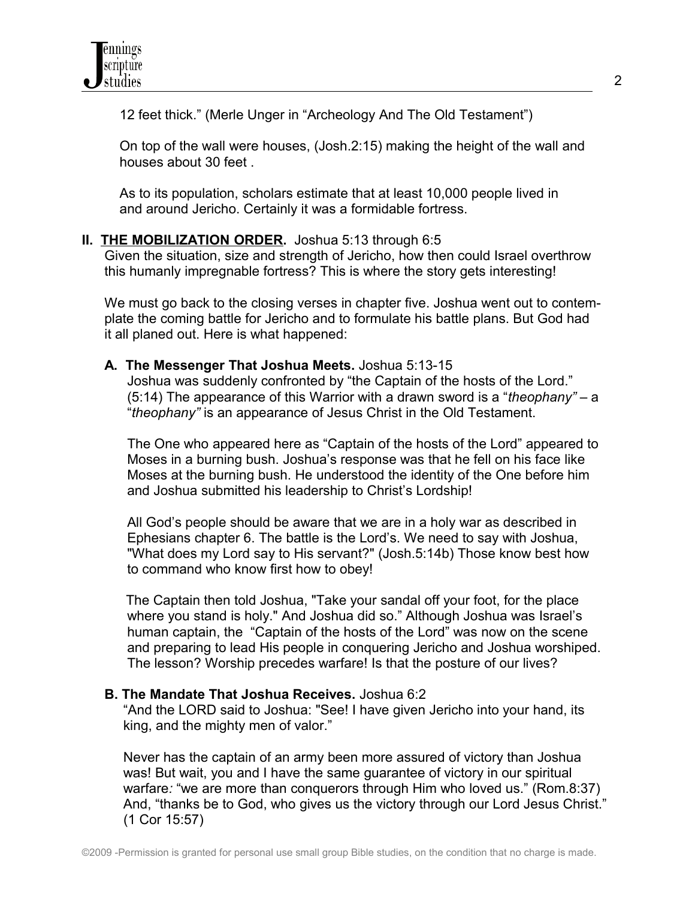12 feet thick." (Merle Unger in "Archeology And The Old Testament")

On top of the wall were houses, (Josh.2:15) making the height of the wall and houses about 30 feet .

As to its population, scholars estimate that at least 10,000 people lived in and around Jericho. Certainly it was a formidable fortress.

**II. <u>THE MOBILIZATION ORDER</u>.** Joshua 5:13 through 6:5

Given the situation, size and strength of Jericho, how then could Israel overthrow this humanly impregnable fortress? This is where the story gets interesting!

We must go back to the closing verses in chapter five. Joshua went out to contemplate the coming battle for Jericho and to formulate his battle plans. But God had it all planed out. Here is what happened:

**A. The Messenger That Joshua Meets.** Joshua 5:13-15

Joshua was suddenly confronted by "the Captain of the hosts of the Lord." (5:14) The appearance of this Warrior with a drawn sword is a "*theophany"* – a "*theophany"* is an appearance of Jesus Christ in the Old Testament.

The One who appeared here as "Captain of the hosts of the Lord" appeared to Moses in a burning bush. Joshua's response was that he fell on his face like Moses at the burning bush. He understood the identity of the One before him and Joshua submitted his leadership to Christ's Lordship!

All God's people should be aware that we are in a holy war as described in Ephesians chapter 6. The battle is the Lord's. We need to say with Joshua, "What does my Lord say to His servant?" (Josh.5:14b) Those know best how to command who know first how to obey!

The Captain then told Joshua, "Take your sandal off your foot, for the place where you stand is holy." And Joshua did so." Although Joshua was Israel's human captain, the "Captain of the hosts of the Lord" was now on the scene and preparing to lead His people in conquering Jericho and Joshua worshiped. The lesson? Worship precedes warfare! Is that the posture of our lives?

**B. The Mandate That Joshua Receives.** Joshua 6:2

"And the LORD said to Joshua: "See! I have given Jericho into your hand, its king, and the mighty men of valor."

Never has the captain of an army been more assured of victory than Joshua was! But wait, you and I have the same guarantee of victory in our spiritual warfare*:* "we are more than conquerors through Him who loved us." (Rom.8:37) And, "thanks be to God, who gives us the victory through our Lord Jesus Christ." (1 Cor 15:57)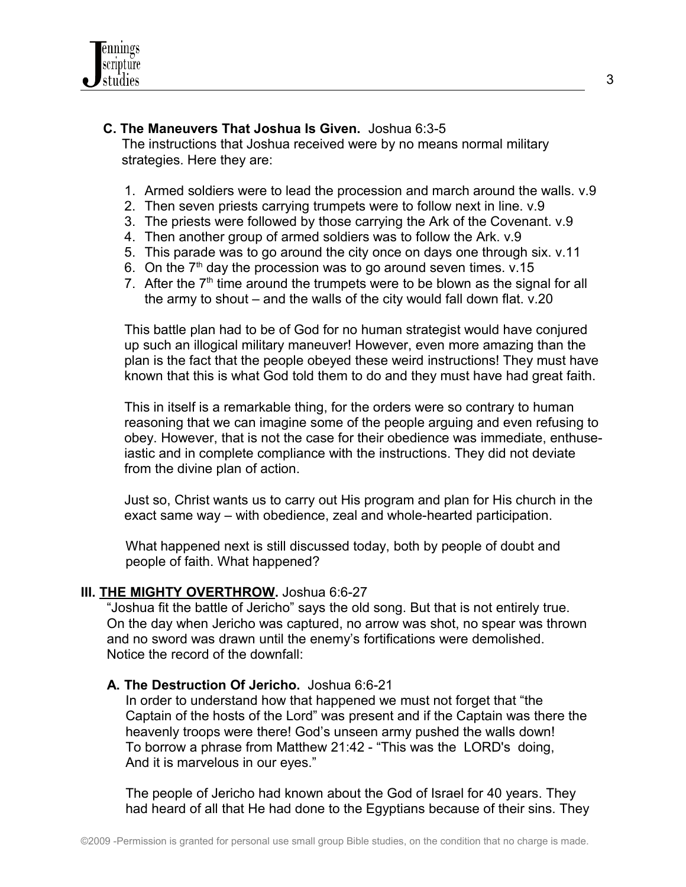**C. The Maneuvers That Joshua Is Given.** Joshua 6:3-5

The instructions that Joshua received were by no means normal military strategies. Here they are:

1. Armed soldiers were to lead the procession and march around the walls. v.9
2. Then seven priests carrying trumpets were to follow next in line. v.9
3. The priests were followed by those carrying the Ark of the Covenant. v.9
4. Then another group of armed soldiers was to follow the Ark. v.9
5. This parade was to go around the city once on days one through six. v.11
6. On the 7th day the procession was to go around seven times. v.15
7. After the 7th time around the trumpets were to be blown as the signal for all the army to shout – and the walls of the city would fall down flat. v.20

This battle plan had to be of God for no human strategist would have conjured up such an illogical military maneuver! However, even more amazing than the plan is the fact that the people obeyed these weird instructions! They must have known that this is what God told them to do and they must have had great faith.

This in itself is a remarkable thing, for the orders were so contrary to human reasoning that we can imagine some of the people arguing and even refusing to obey. However, that is not the case for their obedience was immediate, enthuse-iastic and in complete compliance with the instructions. They did not deviate from the divine plan of action.

Just so, Christ wants us to carry out His program and plan for His church in the exact same way – with obedience, zeal and whole-hearted participation.

What happened next is still discussed today, both by people of doubt and people of faith. What happened?

## III. <u>THE MIGHTY OVERTHROW.</u> Joshua 6:6-27

"Joshua fit the battle of Jericho" says the old song. But that is not entirely true. On the day when Jericho was captured, no arrow was shot, no spear was thrown and no sword was drawn until the enemy's fortifications were demolished. Notice the record of the downfall:

**A. The Destruction Of Jericho.** Joshua 6:6-21

In order to understand how that happened we must not forget that "the Captain of the hosts of the Lord" was present and if the Captain was there the heavenly troops were there! God's unseen army pushed the walls down! To borrow a phrase from Matthew 21:42 - "This was the LORD's doing, And it is marvelous in our eyes."

The people of Jericho had known about the God of Israel for 40 years. They had heard of all that He had done to the Egyptians because of their sins. They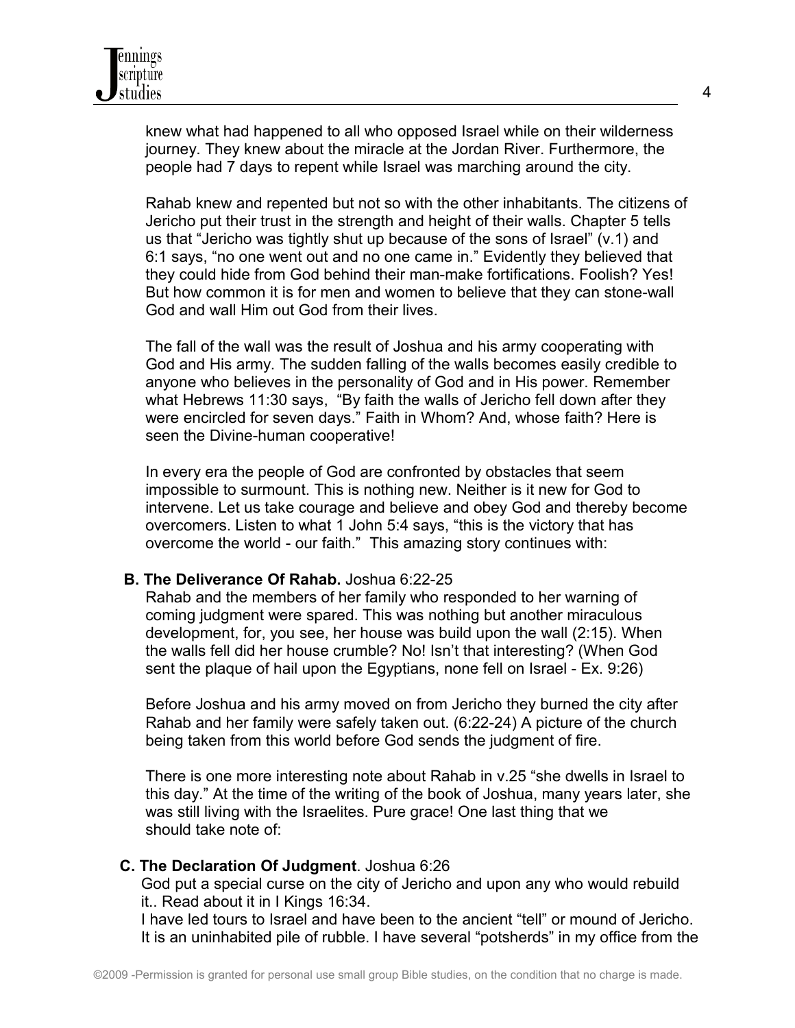knew what had happened to all who opposed Israel while on their wilderness journey. They knew about the miracle at the Jordan River. Furthermore, the people had 7 days to repent while Israel was marching around the city.

Rahab knew and repented but not so with the other inhabitants. The citizens of Jericho put their trust in the strength and height of their walls. Chapter 5 tells us that "Jericho was tightly shut up because of the sons of Israel" (v.1) and 6:1 says, "no one went out and no one came in." Evidently they believed that they could hide from God behind their man-make fortifications. Foolish? Yes! But how common it is for men and women to believe that they can stone-wall God and wall Him out God from their lives.

The fall of the wall was the result of Joshua and his army cooperating with God and His army. The sudden falling of the walls becomes easily credible to anyone who believes in the personality of God and in His power. Remember what Hebrews 11:30 says, "By faith the walls of Jericho fell down after they were encircled for seven days." Faith in Whom? And, whose faith? Here is seen the Divine-human cooperative!

In every era the people of God are confronted by obstacles that seem impossible to surmount. This is nothing new. Neither is it new for God to intervene. Let us take courage and believe and obey God and thereby become overcomers. Listen to what 1 John 5:4 says, "this is the victory that has overcome the world - our faith." This amazing story continues with:

**B. The Deliverance Of Rahab.** Joshua 6:22-25

Rahab and the members of her family who responded to her warning of coming judgment were spared. This was nothing but another miraculous development, for, you see, her house was build upon the wall (2:15). When the walls fell did her house crumble? No! Isn't that interesting? (When God sent the plaque of hail upon the Egyptians, none fell on Israel - Ex. 9:26)

Before Joshua and his army moved on from Jericho they burned the city after Rahab and her family were safely taken out. (6:22-24) A picture of the church being taken from this world before God sends the judgment of fire.

There is one more interesting note about Rahab in v.25 "she dwells in Israel to this day." At the time of the writing of the book of Joshua, many years later, she was still living with the Israelites. Pure grace! One last thing that we should take note of:

**C. The Declaration Of Judgment**. Joshua 6:26

God put a special curse on the city of Jericho and upon any who would rebuild it.. Read about it in I Kings 16:34.

I have led tours to Israel and have been to the ancient "tell" or mound of Jericho. It is an uninhabited pile of rubble. I have several "potsherds" in my office from the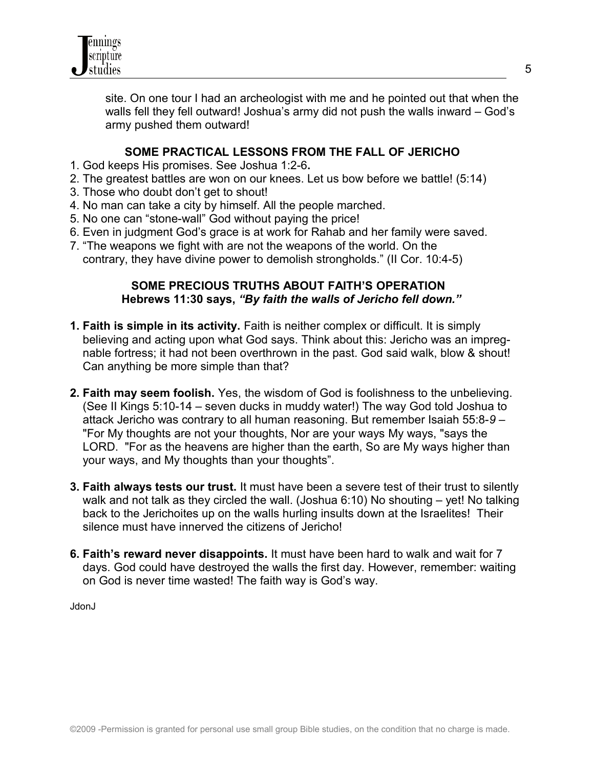site. On one tour I had an archeologist with me and he pointed out that when the walls fell they fell outward! Joshua's army did not push the walls inward – God's army pushed them outward!

**SOME PRACTICAL LESSONS FROM THE FALL OF JERICHO**

1. God keeps His promises. See Joshua 1:2-6**.**
2. The greatest battles are won on our knees. Let us bow before we battle! (5:14)
3. Those who doubt don't get to shout!
4. No man can take a city by himself. All the people marched.
5. No one can "stone-wall" God without paying the price!
6. Even in judgment God's grace is at work for Rahab and her family were saved.
7. "The weapons we fight with are not the weapons of the world. On the contrary, they have divine power to demolish strongholds." (II Cor. 10:4-5)

**SOME PRECIOUS TRUTHS ABOUT FAITH'S OPERATION**
**Hebrews 11:30 says, *"By faith the walls of Jericho fell down."***

**1. Faith is simple in its activity.** Faith is neither complex or difficult. It is simply believing and acting upon what God says. Think about this: Jericho was an impregnable fortress; it had not been overthrown in the past. God said walk, blow & shout! Can anything be more simple than that?

**2. Faith may seem foolish.** Yes, the wisdom of God is foolishness to the unbelieving. (See II Kings 5:10-14 – seven ducks in muddy water!) The way God told Joshua to attack Jericho was contrary to all human reasoning. But remember Isaiah 55:8-*9* – "For My thoughts are not your thoughts, Nor are your ways My ways, "says the LORD. "For as the heavens are higher than the earth, So are My ways higher than your ways, and My thoughts than your thoughts".

**3. Faith always tests our trust.** It must have been a severe test of their trust to silently walk and not talk as they circled the wall. (Joshua 6:10) No shouting – yet! No talking back to the Jerichoites up on the walls hurling insults down at the Israelites! Their silence must have innerved the citizens of Jericho!

**6. Faith's reward never disappoints.** It must have been hard to walk and wait for 7 days. God could have destroyed the walls the first day. However, remember: waiting on God is never time wasted! The faith way is God's way.

JdonJ

©2009 -Permission is granted for personal use small group Bible studies, on the condition that no charge is made.